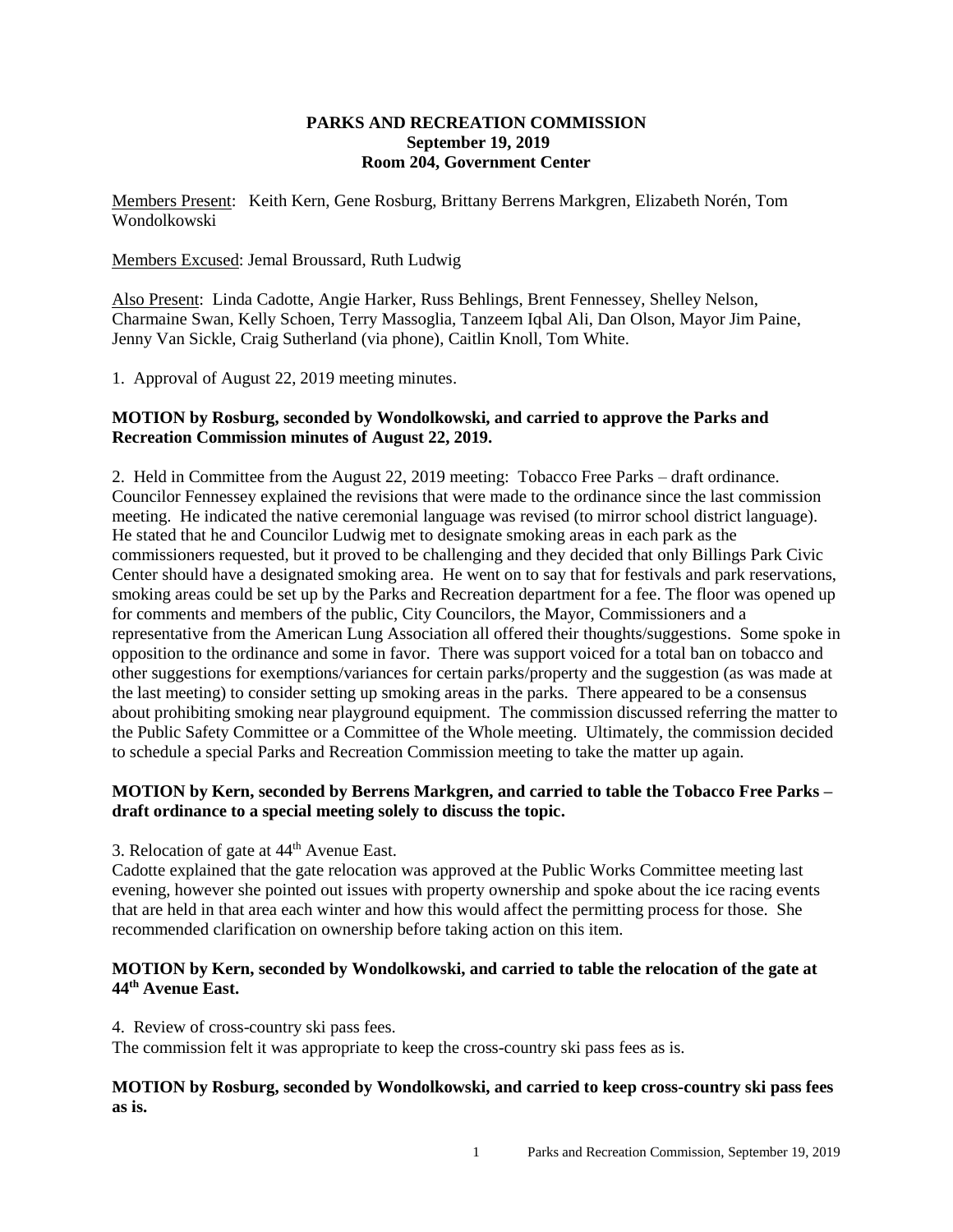**PARKS AND RECREATION COMMISSION**
**September 19, 2019**
**Room 204, Government Center**

Members Present: Keith Kern, Gene Rosburg, Brittany Berrens Markgren, Elizabeth Norén, Tom Wondolkowski

Members Excused: Jemal Broussard, Ruth Ludwig

Also Present: Linda Cadotte, Angie Harker, Russ Behlings, Brent Fennessey, Shelley Nelson, Charmaine Swan, Kelly Schoen, Terry Massoglia, Tanzeem Iqbal Ali, Dan Olson, Mayor Jim Paine, Jenny Van Sickle, Craig Sutherland (via phone), Caitlin Knoll, Tom White.

1. Approval of August 22, 2019 meeting minutes.

**MOTION by Rosburg, seconded by Wondolkowski, and carried to approve the Parks and Recreation Commission minutes of August 22, 2019.**

2. Held in Committee from the August 22, 2019 meeting: Tobacco Free Parks – draft ordinance. Councilor Fennessey explained the revisions that were made to the ordinance since the last commission meeting. He indicated the native ceremonial language was revised (to mirror school district language). He stated that he and Councilor Ludwig met to designate smoking areas in each park as the commissioners requested, but it proved to be challenging and they decided that only Billings Park Civic Center should have a designated smoking area. He went on to say that for festivals and park reservations, smoking areas could be set up by the Parks and Recreation department for a fee. The floor was opened up for comments and members of the public, City Councilors, the Mayor, Commissioners and a representative from the American Lung Association all offered their thoughts/suggestions. Some spoke in opposition to the ordinance and some in favor. There was support voiced for a total ban on tobacco and other suggestions for exemptions/variances for certain parks/property and the suggestion (as was made at the last meeting) to consider setting up smoking areas in the parks. There appeared to be a consensus about prohibiting smoking near playground equipment. The commission discussed referring the matter to the Public Safety Committee or a Committee of the Whole meeting. Ultimately, the commission decided to schedule a special Parks and Recreation Commission meeting to take the matter up again.

**MOTION by Kern, seconded by Berrens Markgren, and carried to table the Tobacco Free Parks – draft ordinance to a special meeting solely to discuss the topic.**

3. Relocation of gate at 44th Avenue East.
Cadotte explained that the gate relocation was approved at the Public Works Committee meeting last evening, however she pointed out issues with property ownership and spoke about the ice racing events that are held in that area each winter and how this would affect the permitting process for those. She recommended clarification on ownership before taking action on this item.

**MOTION by Kern, seconded by Wondolkowski, and carried to table the relocation of the gate at 44th Avenue East.**

4. Review of cross-country ski pass fees.
The commission felt it was appropriate to keep the cross-country ski pass fees as is.

**MOTION by Rosburg, seconded by Wondolkowski, and carried to keep cross-country ski pass fees as is.**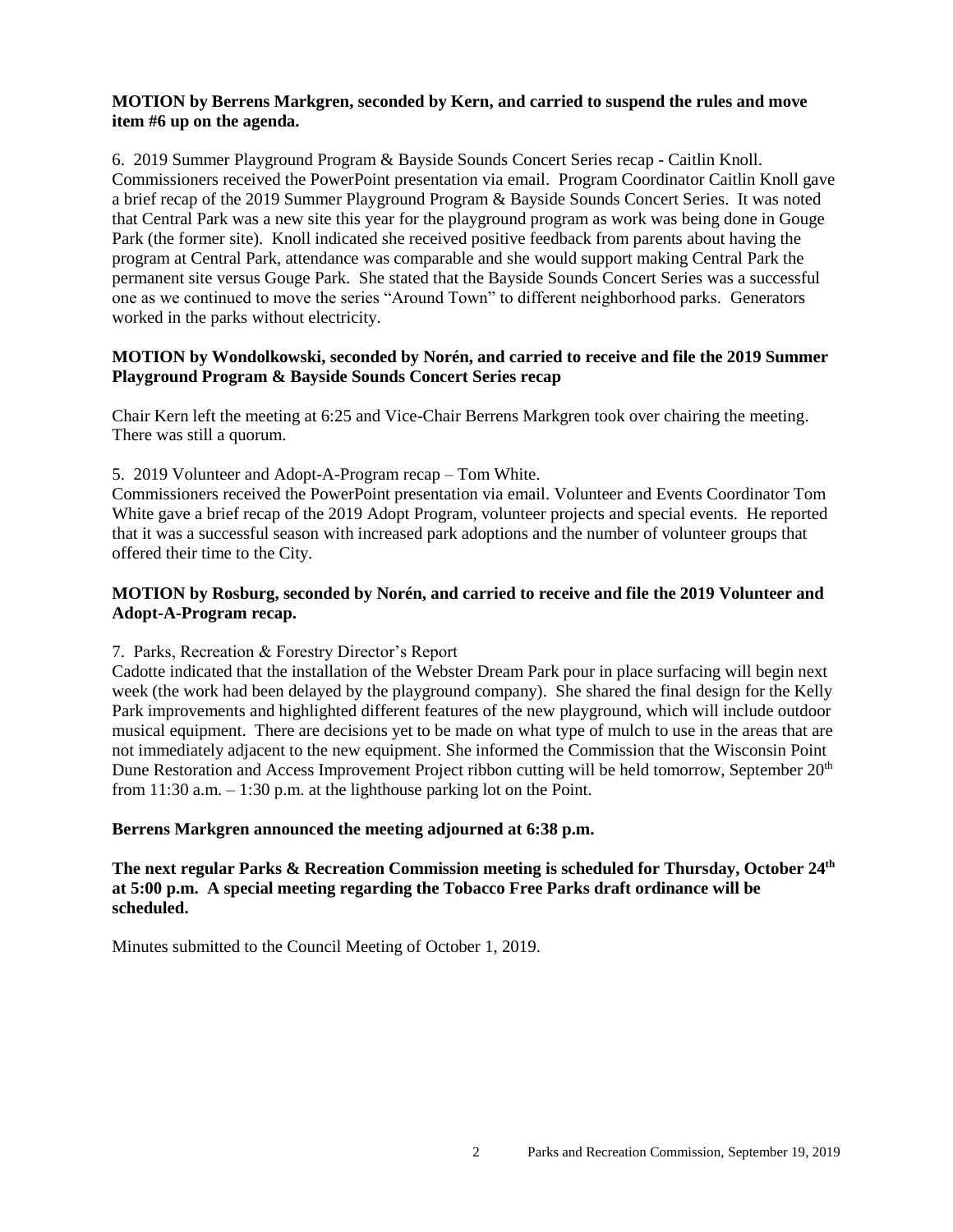**MOTION by Berrens Markgren, seconded by Kern, and carried to suspend the rules and move item #6 up on the agenda.**

6. 2019 Summer Playground Program & Bayside Sounds Concert Series recap - Caitlin Knoll. Commissioners received the PowerPoint presentation via email. Program Coordinator Caitlin Knoll gave a brief recap of the 2019 Summer Playground Program & Bayside Sounds Concert Series. It was noted that Central Park was a new site this year for the playground program as work was being done in Gouge Park (the former site). Knoll indicated she received positive feedback from parents about having the program at Central Park, attendance was comparable and she would support making Central Park the permanent site versus Gouge Park. She stated that the Bayside Sounds Concert Series was a successful one as we continued to move the series "Around Town" to different neighborhood parks. Generators worked in the parks without electricity.

**MOTION by Wondolkowski, seconded by Norén, and carried to receive and file the 2019 Summer Playground Program & Bayside Sounds Concert Series recap**

Chair Kern left the meeting at 6:25 and Vice-Chair Berrens Markgren took over chairing the meeting. There was still a quorum.

5. 2019 Volunteer and Adopt-A-Program recap – Tom White.
Commissioners received the PowerPoint presentation via email. Volunteer and Events Coordinator Tom White gave a brief recap of the 2019 Adopt Program, volunteer projects and special events. He reported that it was a successful season with increased park adoptions and the number of volunteer groups that offered their time to the City.

**MOTION by Rosburg, seconded by Norén, and carried to receive and file the 2019 Volunteer and Adopt-A-Program recap.**

7. Parks, Recreation & Forestry Director's Report
Cadotte indicated that the installation of the Webster Dream Park pour in place surfacing will begin next week (the work had been delayed by the playground company). She shared the final design for the Kelly Park improvements and highlighted different features of the new playground, which will include outdoor musical equipment. There are decisions yet to be made on what type of mulch to use in the areas that are not immediately adjacent to the new equipment. She informed the Commission that the Wisconsin Point Dune Restoration and Access Improvement Project ribbon cutting will be held tomorrow, September 20th from 11:30 a.m. – 1:30 p.m. at the lighthouse parking lot on the Point.

**Berrens Markgren announced the meeting adjourned at 6:38 p.m.**

**The next regular Parks & Recreation Commission meeting is scheduled for Thursday, October 24th at 5:00 p.m. A special meeting regarding the Tobacco Free Parks draft ordinance will be scheduled.**

Minutes submitted to the Council Meeting of October 1, 2019.